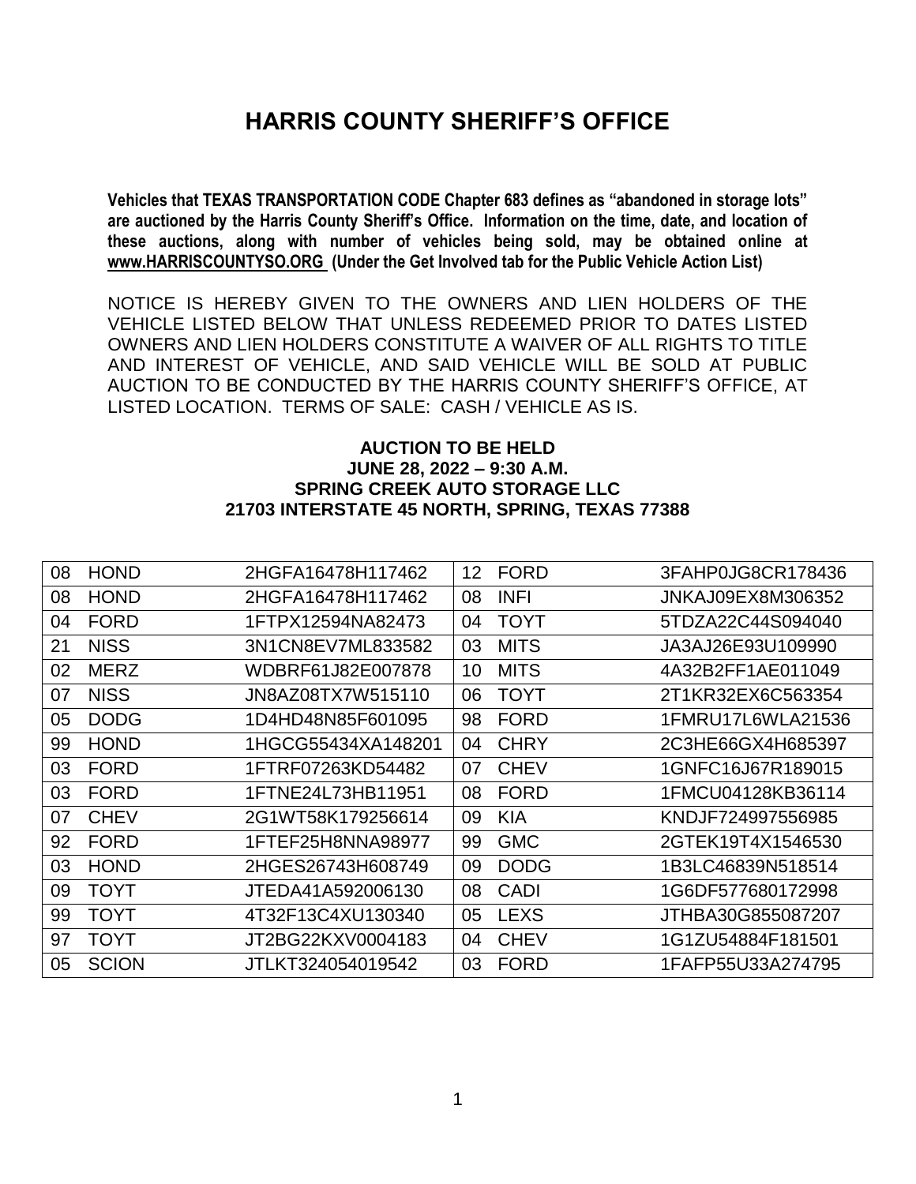# HARRIS COUNTY SHERIFF'S OFFICE

**Vehicles that TEXAS TRANSPORTATION CODE Chapter 683 defines as "abandoned in storage lots" are auctioned by the Harris County Sheriff's Office. Information on the time, date, and location of these auctions, along with number of vehicles being sold, may be obtained online at www.HARRISCOUNTYSO.ORG (Under the Get Involved tab for the Public Vehicle Action List)**

NOTICE IS HEREBY GIVEN TO THE OWNERS AND LIEN HOLDERS OF THE VEHICLE LISTED BELOW THAT UNLESS REDEEMED PRIOR TO DATES LISTED OWNERS AND LIEN HOLDERS CONSTITUTE A WAIVER OF ALL RIGHTS TO TITLE AND INTEREST OF VEHICLE, AND SAID VEHICLE WILL BE SOLD AT PUBLIC AUCTION TO BE CONDUCTED BY THE HARRIS COUNTY SHERIFF'S OFFICE, AT LISTED LOCATION. TERMS OF SALE: CASH / VEHICLE AS IS.

**AUCTION TO BE HELD**
**JUNE 28, 2022 – 9:30 A.M.**
**SPRING CREEK AUTO STORAGE LLC**
**21703 INTERSTATE 45 NORTH, SPRING, TEXAS 77388**

| | | | | | |
|---|---|---|---|---|---|
| 08 | HOND | 2HGFA16478H117462 | 12 | FORD | 3FAHP0JG8CR178436 |
| 08 | HOND | 2HGFA16478H117462 | 08 | INFI | JNKAJ09EX8M306352 |
| 04 | FORD | 1FTPX12594NA82473 | 04 | TOYT | 5TDZA22C44S094040 |
| 21 | NISS | 3N1CN8EV7ML833582 | 03 | MITS | JA3AJ26E93U109990 |
| 02 | MERZ | WDBRF61J82E007878 | 10 | MITS | 4A32B2FF1AE011049 |
| 07 | NISS | JN8AZ08TX7W515110 | 06 | TOYT | 2T1KR32EX6C563354 |
| 05 | DODG | 1D4HD48N85F601095 | 98 | FORD | 1FMRU17L6WLA21536 |
| 99 | HOND | 1HGCG55434XA148201 | 04 | CHRY | 2C3HE66GX4H685397 |
| 03 | FORD | 1FTRF07263KD54482 | 07 | CHEV | 1GNFC16J67R189015 |
| 03 | FORD | 1FTNE24L73HB11951 | 08 | FORD | 1FMCU04128KB36114 |
| 07 | CHEV | 2G1WT58K179256614 | 09 | KIA | KNDJF724997556985 |
| 92 | FORD | 1FTEF25H8NNA98977 | 99 | GMC | 2GTEK19T4X1546530 |
| 03 | HOND | 2HGES26743H608749 | 09 | DODG | 1B3LC46839N518514 |
| 09 | TOYT | JTEDA41A592006130 | 08 | CADI | 1G6DF577680172998 |
| 99 | TOYT | 4T32F13C4XU130340 | 05 | LEXS | JTHBA30G855087207 |
| 97 | TOYT | JT2BG22KXV0004183 | 04 | CHEV | 1G1ZU54884F181501 |
| 05 | SCION | JTLKT324054019542 | 03 | FORD | 1FAFP55U33A274795 |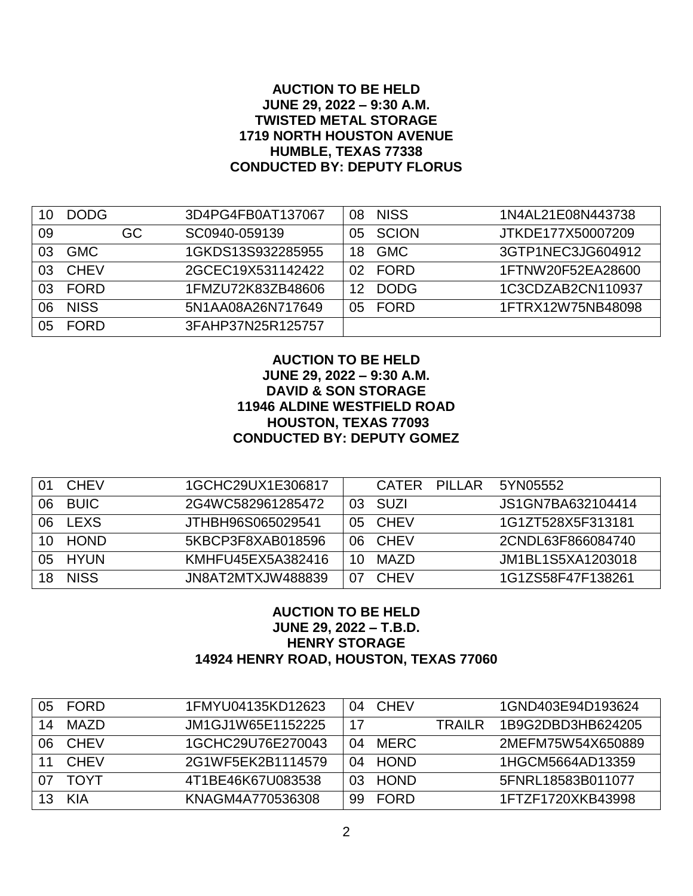**AUCTION TO BE HELD**
**JUNE 29, 2022 – 9:30 A.M.**
**TWISTED METAL STORAGE**
**1719 NORTH HOUSTON AVENUE**
**HUMBLE, TEXAS 77338**
**CONDUCTED BY: DEPUTY FLORUS**

| | | | | | | |
|---|---|---|---|---|---|---|
| 10 | DODG | 3D4PG4FB0AT137067 | 08 | NISS | | 1N4AL21E08N443738 |
| 09 | GC | SC0940-059139 | 05 | SCION | | JTKDE177X50007209 |
| 03 | GMC | 1GKDS13S932285955 | 18 | GMC | | 3GTP1NEC3JG604912 |
| 03 | CHEV | 2GCEC19X531142422 | 02 | FORD | | 1FTNW20F52EA28600 |
| 03 | FORD | 1FMZU72K83ZB48606 | 12 | DODG | | 1C3CDZAB2CN110937 |
| 06 | NISS | 5N1AA08A26N717649 | 05 | FORD | | 1FTRX12W75NB48098 |
| 05 | FORD | 3FAHP37N25R125757 | | | | |

**AUCTION TO BE HELD**
**JUNE 29, 2022 – 9:30 A.M.**
**DAVID & SON STORAGE**
**11946 ALDINE WESTFIELD ROAD**
**HOUSTON, TEXAS 77093**
**CONDUCTED BY: DEPUTY GOMEZ**

| | | | | | | |
|---|---|---|---|---|---|---|
| 01 | CHEV | 1GCHC29UX1E306817 | | CATER | PILLAR | 5YN05552 |
| 06 | BUIC | 2G4WC582961285472 | 03 | SUZI | | JS1GN7BA632104414 |
| 06 | LEXS | JTHBH96S065029541 | 05 | CHEV | | 1G1ZT528X5F313181 |
| 10 | HOND | 5KBCP3F8XAB018596 | 06 | CHEV | | 2CNDL63F866084740 |
| 05 | HYUN | KMHFU45EX5A382416 | 10 | MAZD | | JM1BL1S5XA1203018 |
| 18 | NISS | JN8AT2MTXJW488839 | 07 | CHEV | | 1G1ZS58F47F138261 |

**AUCTION TO BE HELD**
**JUNE 29, 2022 – T.B.D.**
**HENRY STORAGE**
**14924 HENRY ROAD, HOUSTON, TEXAS 77060**

| | | | | | | |
|---|---|---|---|---|---|---|
| 05 | FORD | 1FMYU04135KD12623 | 04 | CHEV | | 1GND403E94D193624 |
| 14 | MAZD | JM1GJ1W65E1152225 | 17 | | TRAILR | 1B9G2DBD3HB624205 |
| 06 | CHEV | 1GCHC29U76E270043 | 04 | MERC | | 2MEFM75W54X650889 |
| 11 | CHEV | 2G1WF5EK2B1114579 | 04 | HOND | | 1HGCM5664AD13359 |
| 07 | TOYT | 4T1BE46K67U083538 | 03 | HOND | | 5FNRL18583B011077 |
| 13 | KIA | KNAGM4A770536308 | 99 | FORD | | 1FTZF1720XKB43998 |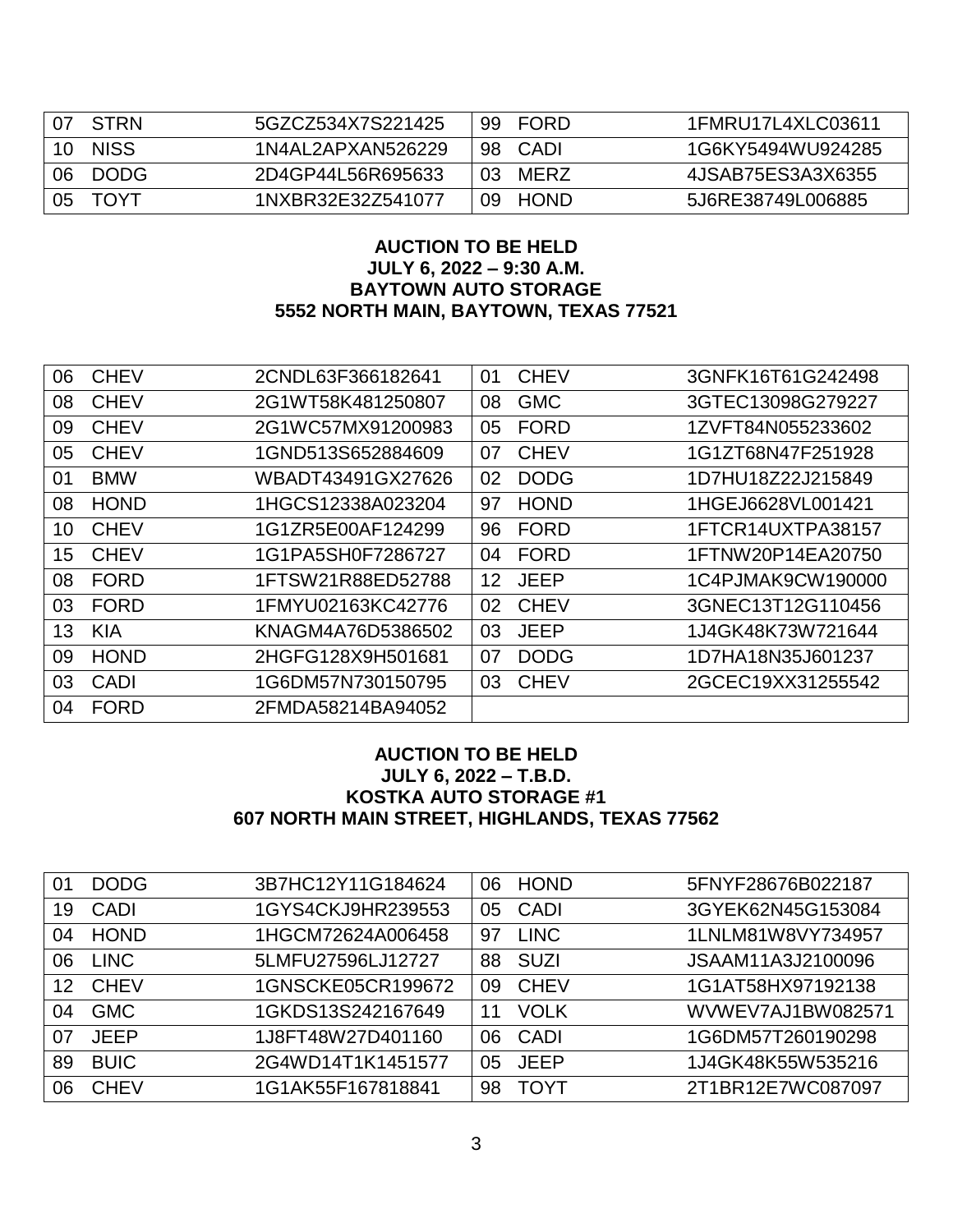| | | | | | |
|---|---|---|---|---|---|
| 07 | STRN | 5GZCZ534X7S221425 | 99 | FORD | 1FMRU17L4XLC03611 |
| 10 | NISS | 1N4AL2APXAN526229 | 98 | CADI | 1G6KY5494WU924285 |
| 06 | DODG | 2D4GP44L56R695633 | 03 | MERZ | 4JSAB75ES3A3X6355 |
| 05 | TOYT | 1NXBR32E32Z541077 | 09 | HOND | 5J6RE38749L006885 |

**AUCTION TO BE HELD**
**JULY 6, 2022 – 9:30 A.M.**
**BAYTOWN AUTO STORAGE**
**5552 NORTH MAIN, BAYTOWN, TEXAS 77521**

| | | | | | |
|---|---|---|---|---|---|
| 06 | CHEV | 2CNDL63F366182641 | 01 | CHEV | 3GNFK16T61G242498 |
| 08 | CHEV | 2G1WT58K481250807 | 08 | GMC | 3GTEC13098G279227 |
| 09 | CHEV | 2G1WC57MX91200983 | 05 | FORD | 1ZVFT84N055233602 |
| 05 | CHEV | 1GND513S652884609 | 07 | CHEV | 1G1ZT68N47F251928 |
| 01 | BMW | WBADT43491GX27626 | 02 | DODG | 1D7HU18Z22J215849 |
| 08 | HOND | 1HGCS12338A023204 | 97 | HOND | 1HGEJ6628VL001421 |
| 10 | CHEV | 1G1ZR5E00AF124299 | 96 | FORD | 1FTCR14UXTPA38157 |
| 15 | CHEV | 1G1PA5SH0F7286727 | 04 | FORD | 1FTNW20P14EA20750 |
| 08 | FORD | 1FTSW21R88ED52788 | 12 | JEEP | 1C4PJMAK9CW190000 |
| 03 | FORD | 1FMYU02163KC42776 | 02 | CHEV | 3GNEC13T12G110456 |
| 13 | KIA | KNAGM4A76D5386502 | 03 | JEEP | 1J4GK48K73W721644 |
| 09 | HOND | 2HGFG128X9H501681 | 07 | DODG | 1D7HA18N35J601237 |
| 03 | CADI | 1G6DM57N730150795 | 03 | CHEV | 2GCEC19XX31255542 |
| 04 | FORD | 2FMDA58214BA94052 | | | |

**AUCTION TO BE HELD**
**JULY 6, 2022 – T.B.D.**
**KOSTKA AUTO STORAGE #1**
**607 NORTH MAIN STREET, HIGHLANDS, TEXAS 77562**

| | | | | | |
|---|---|---|---|---|---|
| 01 | DODG | 3B7HC12Y11G184624 | 06 | HOND | 5FNYF28676B022187 |
| 19 | CADI | 1GYS4CKJ9HR239553 | 05 | CADI | 3GYEK62N45G153084 |
| 04 | HOND | 1HGCM72624A006458 | 97 | LINC | 1LNLM81W8VY734957 |
| 06 | LINC | 5LMFU27596LJ12727 | 88 | SUZI | JSAAM11A3J2100096 |
| 12 | CHEV | 1GNSCKE05CR199672 | 09 | CHEV | 1G1AT58HX97192138 |
| 04 | GMC | 1GKDS13S242167649 | 11 | VOLK | WVWEV7AJ1BW082571 |
| 07 | JEEP | 1J8FT48W27D401160 | 06 | CADI | 1G6DM57T260190298 |
| 89 | BUIC | 2G4WD14T1K1451577 | 05 | JEEP | 1J4GK48K55W535216 |
| 06 | CHEV | 1G1AK55F167818841 | 98 | TOYT | 2T1BR12E7WC087097 |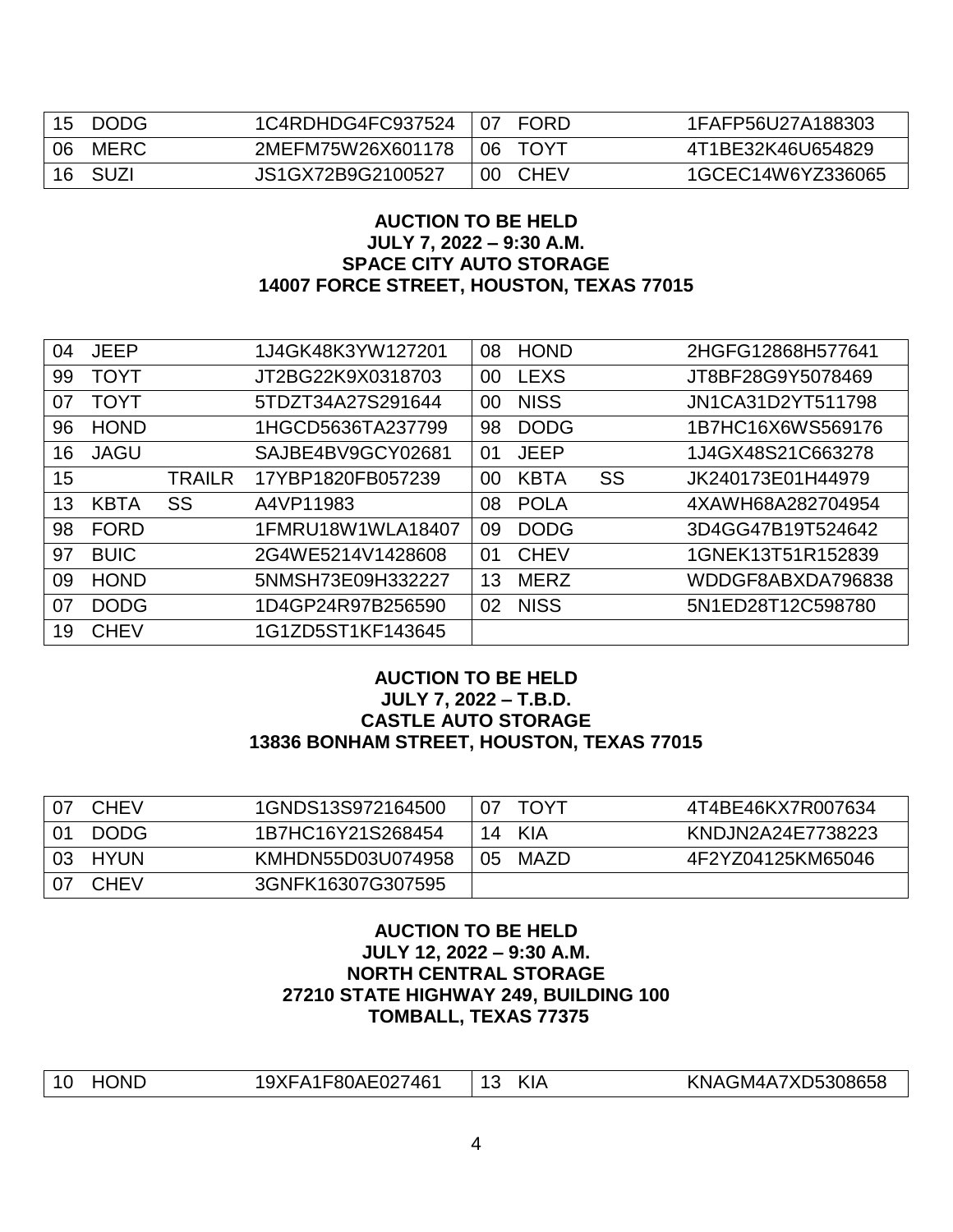| | | | | | | | |
|---|---|---|---|---|---|---|---|
| 15 | DODG | | 1C4RDHDG4FC937524 | 07 | FORD | | 1FAFP56U27A188303 |
| 06 | MERC | | 2MEFM75W26X601178 | 06 | TOYT | | 4T1BE32K46U654829 |
| 16 | SUZI | | JS1GX72B9G2100527 | 00 | CHEV | | 1GCEC14W6YZ336065 |

**AUCTION TO BE HELD**
**JULY 7, 2022 – 9:30 A.M.**
**SPACE CITY AUTO STORAGE**
**14007 FORCE STREET, HOUSTON, TEXAS 77015**

| | | | | | | | |
|---|---|---|---|---|---|---|---|
| 04 | JEEP | | 1J4GK48K3YW127201 | 08 | HOND | | 2HGFG12868H577641 |
| 99 | TOYT | | JT2BG22K9X0318703 | 00 | LEXS | | JT8BF28G9Y5078469 |
| 07 | TOYT | | 5TDZT34A27S291644 | 00 | NISS | | JN1CA31D2YT511798 |
| 96 | HOND | | 1HGCD5636TA237799 | 98 | DODG | | 1B7HC16X6WS569176 |
| 16 | JAGU | | SAJBE4BV9GCY02681 | 01 | JEEP | | 1J4GX48S21C663278 |
| 15 | | TRAILR | 17YBP1820FB057239 | 00 | KBTA | SS | JK240173E01H44979 |
| 13 | KBTA | SS | A4VP11983 | 08 | POLA | | 4XAWH68A282704954 |
| 98 | FORD | | 1FMRU18W1WLA18407 | 09 | DODG | | 3D4GG47B19T524642 |
| 97 | BUIC | | 2G4WE5214V1428608 | 01 | CHEV | | 1GNEK13T51R152839 |
| 09 | HOND | | 5NMSH73E09H332227 | 13 | MERZ | | WDDGF8ABXDA796838 |
| 07 | DODG | | 1D4GP24R97B256590 | 02 | NISS | | 5N1ED28T12C598780 |
| 19 | CHEV | | 1G1ZD5ST1KF143645 | | | | |

**AUCTION TO BE HELD**
**JULY 7, 2022 – T.B.D.**
**CASTLE AUTO STORAGE**
**13836 BONHAM STREET, HOUSTON, TEXAS 77015**

| | | | | | | | |
|---|---|---|---|---|---|---|---|
| 07 | CHEV | | 1GNDS13S972164500 | 07 | TOYT | | 4T4BE46KX7R007634 |
| 01 | DODG | | 1B7HC16Y21S268454 | 14 | KIA | | KNDJN2A24E7738223 |
| 03 | HYUN | | KMHDN55D03U074958 | 05 | MAZD | | 4F2YZ04125KM65046 |
| 07 | CHEV | | 3GNFK16307G307595 | | | | |

**AUCTION TO BE HELD**
**JULY 12, 2022 – 9:30 A.M.**
**NORTH CENTRAL STORAGE**
**27210 STATE HIGHWAY 249, BUILDING 100**
**TOMBALL, TEXAS 77375**

| | | | | | | | |
|---|---|---|---|---|---|---|---|
| 10 | HOND | | 19XFA1F80AE027461 | 13 | KIA | | KNAGM4A7XD5308658 |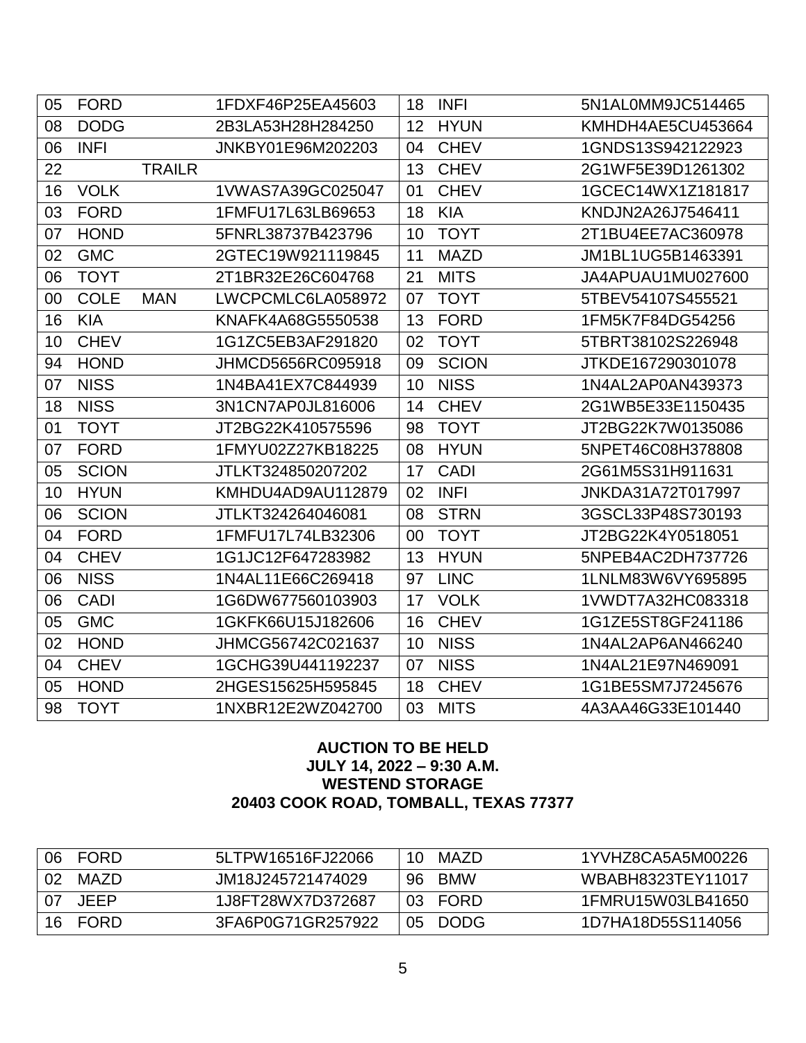| | | | | | | |
|---|---|---|---|---|---|---|
| 05 | FORD | | 1FDXF46P25EA45603 | 18 | INFI | 5N1AL0MM9JC514465 |
| 08 | DODG | | 2B3LA53H28H284250 | 12 | HYUN | KMHDH4AE5CU453664 |
| 06 | INFI | | JNKBY01E96M202203 | 04 | CHEV | 1GNDS13S942122923 |
| 22 | | TRAILR | | 13 | CHEV | 2G1WF5E39D1261302 |
| 16 | VOLK | | 1VWAS7A39GC025047 | 01 | CHEV | 1GCEC14WX1Z181817 |
| 03 | FORD | | 1FMFU17L63LB69653 | 18 | KIA | KNDJN2A26J7546411 |
| 07 | HOND | | 5FNRL38737B423796 | 10 | TOYT | 2T1BU4EE7AC360978 |
| 02 | GMC | | 2GTEC19W921119845 | 11 | MAZD | JM1BL1UG5B1463391 |
| 06 | TOYT | | 2T1BR32E26C604768 | 21 | MITS | JA4APUAU1MU027600 |
| 00 | COLE | MAN | LWCPCMLC6LA058972 | 07 | TOYT | 5TBEV54107S455521 |
| 16 | KIA | | KNAFK4A68G5550538 | 13 | FORD | 1FM5K7F84DG54256 |
| 10 | CHEV | | 1G1ZC5EB3AF291820 | 02 | TOYT | 5TBRT38102S226948 |
| 94 | HOND | | JHMCD5656RC095918 | 09 | SCION | JTKDE167290301078 |
| 07 | NISS | | 1N4BA41EX7C844939 | 10 | NISS | 1N4AL2AP0AN439373 |
| 18 | NISS | | 3N1CN7AP0JL816006 | 14 | CHEV | 2G1WB5E33E1150435 |
| 01 | TOYT | | JT2BG22K410575596 | 98 | TOYT | JT2BG22K7W0135086 |
| 07 | FORD | | 1FMYU02Z27KB18225 | 08 | HYUN | 5NPET46C08H378808 |
| 05 | SCION | | JTLKT324850207202 | 17 | CADI | 2G61M5S31H911631 |
| 10 | HYUN | | KMHDU4AD9AU112879 | 02 | INFI | JNKDA31A72T017997 |
| 06 | SCION | | JTLKT324264046081 | 08 | STRN | 3GSCL33P48S730193 |
| 04 | FORD | | 1FMFU17L74LB32306 | 00 | TOYT | JT2BG22K4Y0518051 |
| 04 | CHEV | | 1G1JC12F647283982 | 13 | HYUN | 5NPEB4AC2DH737726 |
| 06 | NISS | | 1N4AL11E66C269418 | 97 | LINC | 1LNLM83W6VY695895 |
| 06 | CADI | | 1G6DW677560103903 | 17 | VOLK | 1VWDT7A32HC083318 |
| 05 | GMC | | 1GKFK66U15J182606 | 16 | CHEV | 1G1ZE5ST8GF241186 |
| 02 | HOND | | JHMCG56742C021637 | 10 | NISS | 1N4AL2AP6AN466240 |
| 04 | CHEV | | 1GCHG39U441192237 | 07 | NISS | 1N4AL21E97N469091 |
| 05 | HOND | | 2HGES15625H595845 | 18 | CHEV | 1G1BE5SM7J7245676 |
| 98 | TOYT | | 1NXBR12E2WZ042700 | 03 | MITS | 4A3AA46G33E101440 |

**AUCTION TO BE HELD**
**JULY 14, 2022 – 9:30 A.M.**
**WESTEND STORAGE**
**20403 COOK ROAD, TOMBALL, TEXAS 77377**

| | | | | | |
|---|---|---|---|---|---|
| 06 | FORD | 5LTPW16516FJ22066 | 10 | MAZD | 1YVHZ8CA5A5M00226 |
| 02 | MAZD | JM18J245721474029 | 96 | BMW | WBABH8323TEY11017 |
| 07 | JEEP | 1J8FT28WX7D372687 | 03 | FORD | 1FMRU15W03LB41650 |
| 16 | FORD | 3FA6P0G71GR257922 | 05 | DODG | 1D7HA18D55S114056 |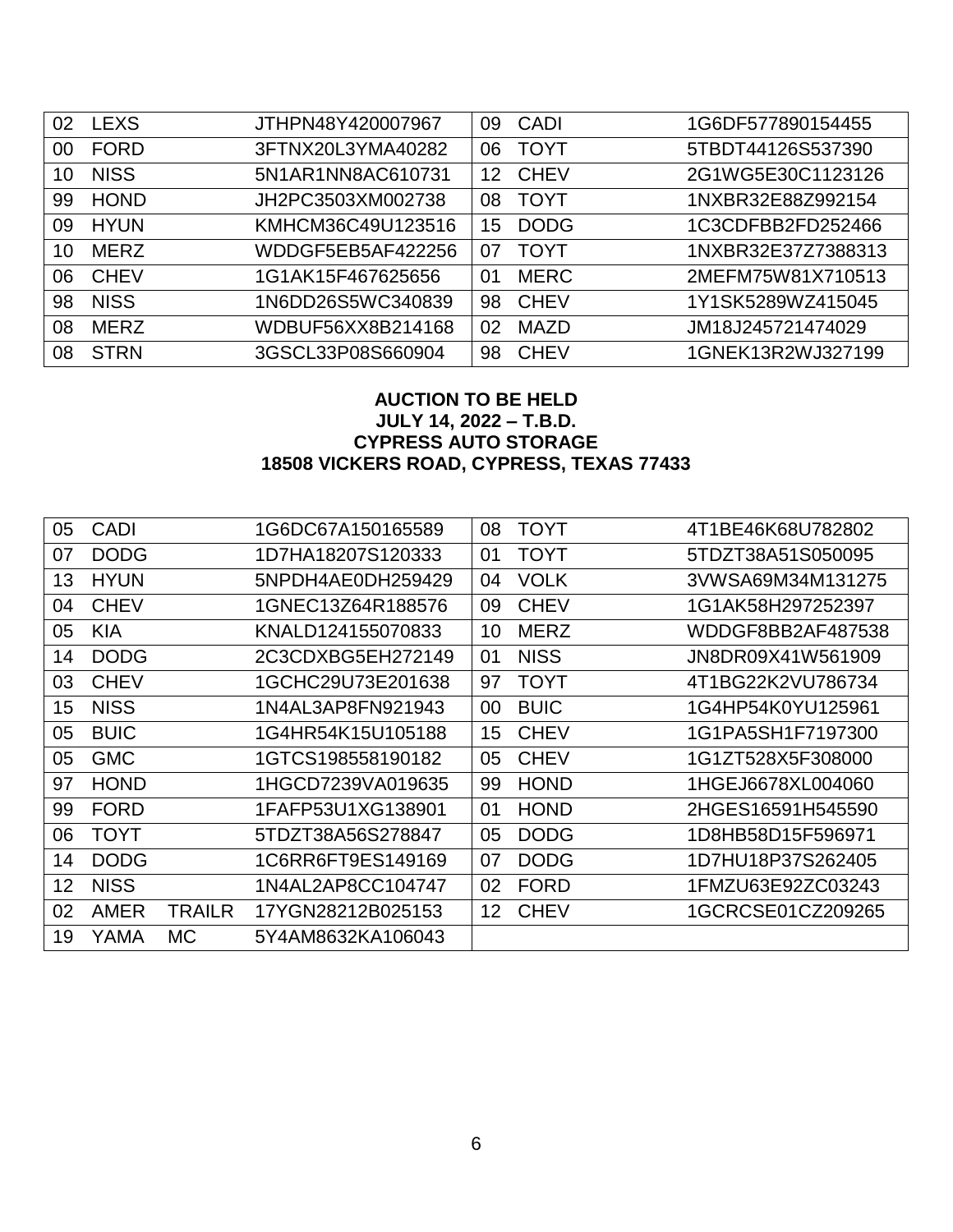| | | | | | | |
|---|---|---|---|---|---|---|
| 02 | LEXS | JTHPN48Y420007967 | 09 | CADI | | 1G6DF577890154455 |
| 00 | FORD | 3FTNX20L3YMA40282 | 06 | TOYT | | 5TBDT44126S537390 |
| 10 | NISS | 5N1AR1NN8AC610731 | 12 | CHEV | | 2G1WG5E30C1123126 |
| 99 | HOND | JH2PC3503XM002738 | 08 | TOYT | | 1NXBR32E88Z992154 |
| 09 | HYUN | KMHCM36C49U123516 | 15 | DODG | | 1C3CDFBB2FD252466 |
| 10 | MERZ | WDDGF5EB5AF422256 | 07 | TOYT | | 1NXBR32E37Z7388313 |
| 06 | CHEV | 1G1AK15F467625656 | 01 | MERC | | 2MEFM75W81X710513 |
| 98 | NISS | 1N6DD26S5WC340839 | 98 | CHEV | | 1Y1SK5289WZ415045 |
| 08 | MERZ | WDBUF56XX8B214168 | 02 | MAZD | | JM18J245721474029 |
| 08 | STRN | 3GSCL33P08S660904 | 98 | CHEV | | 1GNEK13R2WJ327199 |

**AUCTION TO BE HELD**
**JULY 14, 2022 – T.B.D.**
**CYPRESS AUTO STORAGE**
**18508 VICKERS ROAD, CYPRESS, TEXAS 77433**

| | | | | | | |
|---|---|---|---|---|---|---|
| 05 | CADI | | 1G6DC67A150165589 | 08 | TOYT | 4T1BE46K68U782802 |
| 07 | DODG | | 1D7HA18207S120333 | 01 | TOYT | 5TDZT38A51S050095 |
| 13 | HYUN | | 5NPDH4AE0DH259429 | 04 | VOLK | 3VWSA69M34M131275 |
| 04 | CHEV | | 1GNEC13Z64R188576 | 09 | CHEV | 1G1AK58H297252397 |
| 05 | KIA | | KNALD124155070833 | 10 | MERZ | WDDGF8BB2AF487538 |
| 14 | DODG | | 2C3CDXBG5EH272149 | 01 | NISS | JN8DR09X41W561909 |
| 03 | CHEV | | 1GCHC29U73E201638 | 97 | TOYT | 4T1BG22K2VU786734 |
| 15 | NISS | | 1N4AL3AP8FN921943 | 00 | BUIC | 1G4HP54K0YU125961 |
| 05 | BUIC | | 1G4HR54K15U105188 | 15 | CHEV | 1G1PA5SH1F7197300 |
| 05 | GMC | | 1GTCS198558190182 | 05 | CHEV | 1G1ZT528X5F308000 |
| 97 | HOND | | 1HGCD7239VA019635 | 99 | HOND | 1HGEJ6678XL004060 |
| 99 | FORD | | 1FAFP53U1XG138901 | 01 | HOND | 2HGES16591H545590 |
| 06 | TOYT | | 5TDZT38A56S278847 | 05 | DODG | 1D8HB58D15F596971 |
| 14 | DODG | | 1C6RR6FT9ES149169 | 07 | DODG | 1D7HU18P37S262405 |
| 12 | NISS | | 1N4AL2AP8CC104747 | 02 | FORD | 1FMZU63E92ZC03243 |
| 02 | AMER | TRAILR | 17YGN28212B025153 | 12 | CHEV | 1GCRCSE01CZ209265 |
| 19 | YAMA | MC | 5Y4AM8632KA106043 | | | |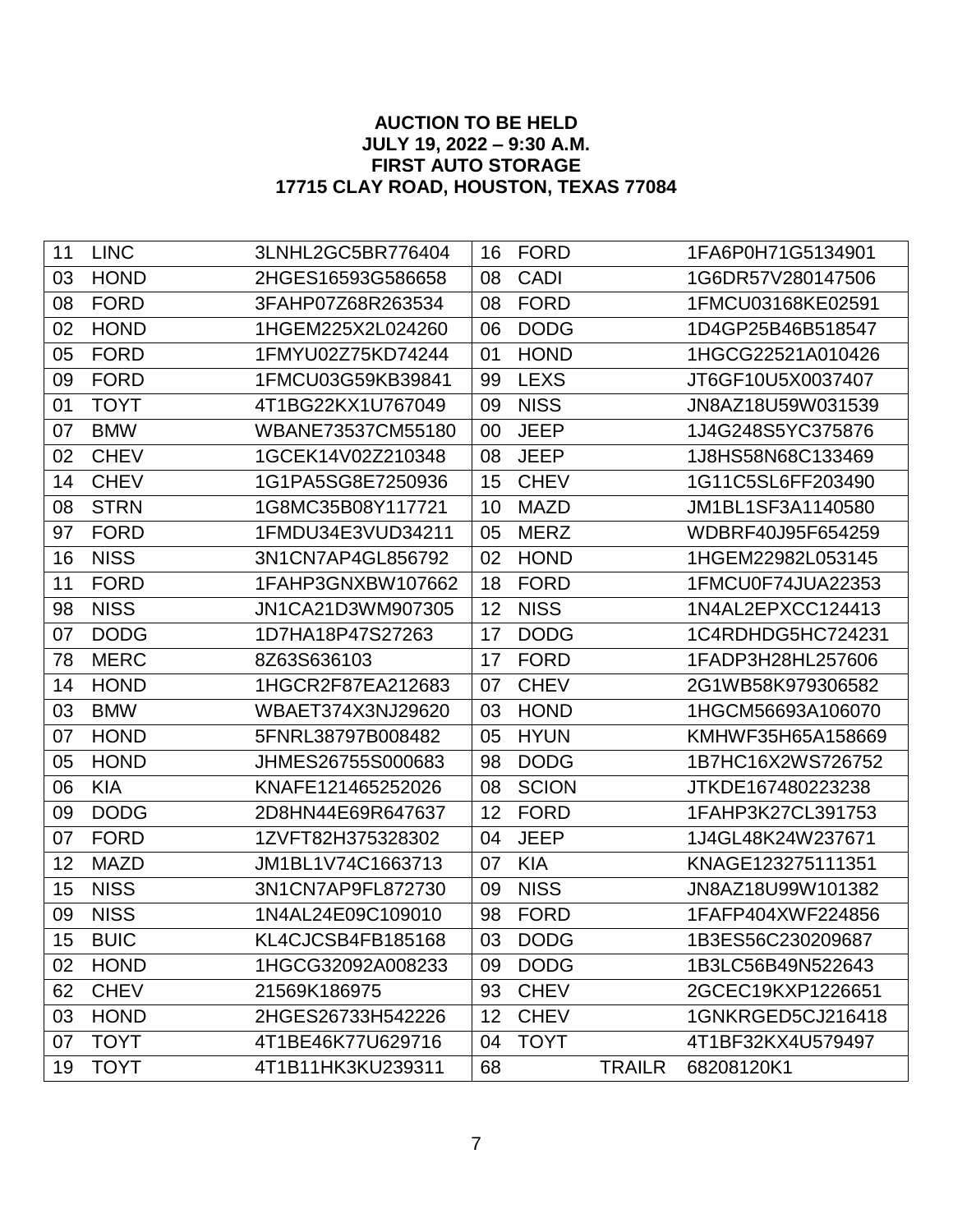**AUCTION TO BE HELD**
**JULY 19, 2022 – 9:30 A.M.**
**FIRST AUTO STORAGE**
**17715 CLAY ROAD, HOUSTON, TEXAS 77084**

| | | | | | |
|---|---|---|---|---|---|
| 11 | LINC | 3LNHL2GC5BR776404 | 16 | FORD | 1FA6P0H71G5134901 |
| 03 | HOND | 2HGES16593G586658 | 08 | CADI | 1G6DR57V280147506 |
| 08 | FORD | 3FAHP07Z68R263534 | 08 | FORD | 1FMCU03168KE02591 |
| 02 | HOND | 1HGEM225X2L024260 | 06 | DODG | 1D4GP25B46B518547 |
| 05 | FORD | 1FMYU02Z75KD74244 | 01 | HOND | 1HGCG22521A010426 |
| 09 | FORD | 1FMCU03G59KB39841 | 99 | LEXS | JT6GF10U5X0037407 |
| 01 | TOYT | 4T1BG22KX1U767049 | 09 | NISS | JN8AZ18U59W031539 |
| 07 | BMW | WBANE73537CM55180 | 00 | JEEP | 1J4G248S5YC375876 |
| 02 | CHEV | 1GCEK14V02Z210348 | 08 | JEEP | 1J8HS58N68C133469 |
| 14 | CHEV | 1G1PA5SG8E7250936 | 15 | CHEV | 1G11C5SL6FF203490 |
| 08 | STRN | 1G8MC35B08Y117721 | 10 | MAZD | JM1BL1SF3A1140580 |
| 97 | FORD | 1FMDU34E3VUD34211 | 05 | MERZ | WDBRF40J95F654259 |
| 16 | NISS | 3N1CN7AP4GL856792 | 02 | HOND | 1HGEM22982L053145 |
| 11 | FORD | 1FAHP3GNXBW107662 | 18 | FORD | 1FMCU0F74JUA22353 |
| 98 | NISS | JN1CA21D3WM907305 | 12 | NISS | 1N4AL2EPXCC124413 |
| 07 | DODG | 1D7HA18P47S27263 | 17 | DODG | 1C4RDHDG5HC724231 |
| 78 | MERC | 8Z63S636103 | 17 | FORD | 1FADP3H28HL257606 |
| 14 | HOND | 1HGCR2F87EA212683 | 07 | CHEV | 2G1WB58K979306582 |
| 03 | BMW | WBAET374X3NJ29620 | 03 | HOND | 1HGCM56693A106070 |
| 07 | HOND | 5FNRL38797B008482 | 05 | HYUN | KMHWF35H65A158669 |
| 05 | HOND | JHMES26755S000683 | 98 | DODG | 1B7HC16X2WS726752 |
| 06 | KIA | KNAFE121465252026 | 08 | SCION | JTKDE167480223238 |
| 09 | DODG | 2D8HN44E69R647637 | 12 | FORD | 1FAHP3K27CL391753 |
| 07 | FORD | 1ZVFT82H375328302 | 04 | JEEP | 1J4GL48K24W237671 |
| 12 | MAZD | JM1BL1V74C1663713 | 07 | KIA | KNAGE123275111351 |
| 15 | NISS | 3N1CN7AP9FL872730 | 09 | NISS | JN8AZ18U99W101382 |
| 09 | NISS | 1N4AL24E09C109010 | 98 | FORD | 1FAFP404XWF224856 |
| 15 | BUIC | KL4CJCSB4FB185168 | 03 | DODG | 1B3ES56C230209687 |
| 02 | HOND | 1HGCG32092A008233 | 09 | DODG | 1B3LC56B49N522643 |
| 62 | CHEV | 21569K186975 | 93 | CHEV | 2GCEC19KXP1226651 |
| 03 | HOND | 2HGES26733H542226 | 12 | CHEV | 1GNKRGED5CJ216418 |
| 07 | TOYT | 4T1BE46K77U629716 | 04 | TOYT | 4T1BF32KX4U579497 |
| 19 | TOYT | 4T1B11HK3KU239311 | 68 | TRAILR | 68208120K1 |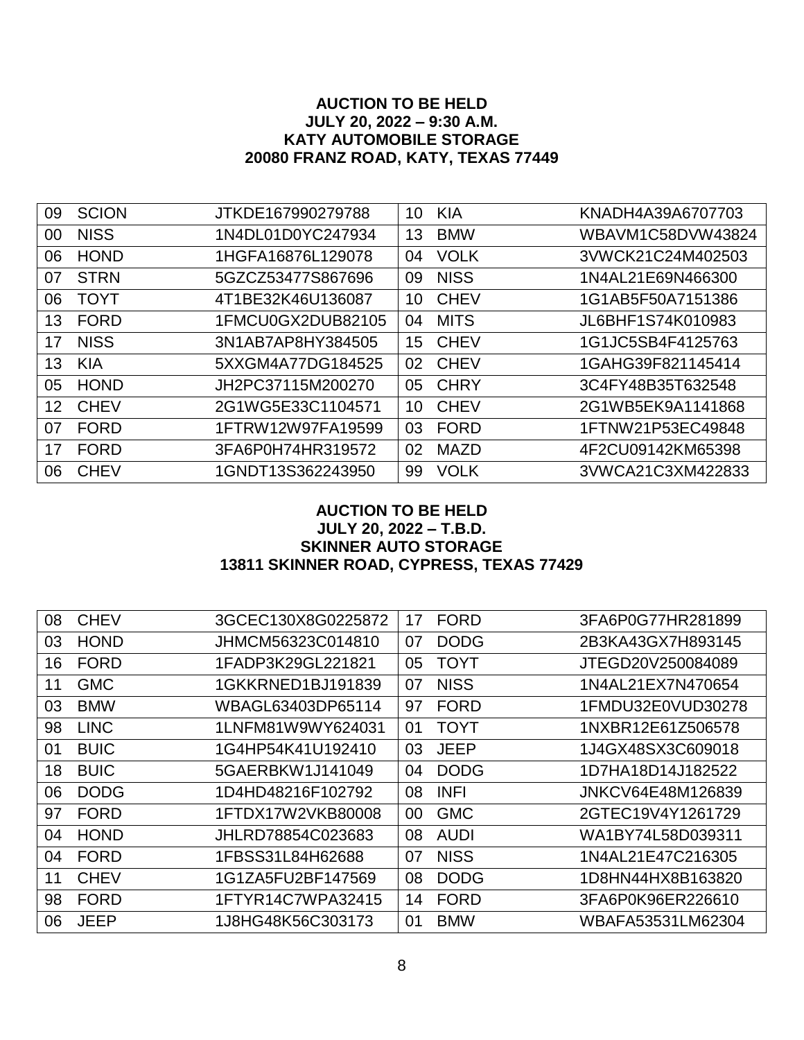**AUCTION TO BE HELD**
**JULY 20, 2022 – 9:30 A.M.**
**KATY AUTOMOBILE STORAGE**
**20080 FRANZ ROAD, KATY, TEXAS 77449**

| | | | | | |
|---|---|---|---|---|---|
| 09 | SCION | JTKDE167990279788 | 10 | KIA | KNADH4A39A6707703 |
| 00 | NISS | 1N4DL01D0YC247934 | 13 | BMW | WBAVM1C58DVW43824 |
| 06 | HOND | 1HGFA16876L129078 | 04 | VOLK | 3VWCK21C24M402503 |
| 07 | STRN | 5GZCZ53477S867696 | 09 | NISS | 1N4AL21E69N466300 |
| 06 | TOYT | 4T1BE32K46U136087 | 10 | CHEV | 1G1AB5F50A7151386 |
| 13 | FORD | 1FMCU0GX2DUB82105 | 04 | MITS | JL6BHF1S74K010983 |
| 17 | NISS | 3N1AB7AP8HY384505 | 15 | CHEV | 1G1JC5SB4F4125763 |
| 13 | KIA | 5XXGM4A77DG184525 | 02 | CHEV | 1GAHG39F821145414 |
| 05 | HOND | JH2PC37115M200270 | 05 | CHRY | 3C4FY48B35T632548 |
| 12 | CHEV | 2G1WG5E33C1104571 | 10 | CHEV | 2G1WB5EK9A1141868 |
| 07 | FORD | 1FTRW12W97FA19599 | 03 | FORD | 1FTNW21P53EC49848 |
| 17 | FORD | 3FA6P0H74HR319572 | 02 | MAZD | 4F2CU09142KM65398 |
| 06 | CHEV | 1GNDT13S362243950 | 99 | VOLK | 3VWCA21C3XM422833 |

**AUCTION TO BE HELD**
**JULY 20, 2022 – T.B.D.**
**SKINNER AUTO STORAGE**
**13811 SKINNER ROAD, CYPRESS, TEXAS 77429**

| | | | | | |
|---|---|---|---|---|---|
| 08 | CHEV | 3GCEC130X8G0225872 | 17 | FORD | 3FA6P0G77HR281899 |
| 03 | HOND | JHMCM56323C014810 | 07 | DODG | 2B3KA43GX7H893145 |
| 16 | FORD | 1FADP3K29GL221821 | 05 | TOYT | JTEGD20V250084089 |
| 11 | GMC | 1GKKRNED1BJ191839 | 07 | NISS | 1N4AL21EX7N470654 |
| 03 | BMW | WBAGL63403DP65114 | 97 | FORD | 1FMDU32E0VUD30278 |
| 98 | LINC | 1LNFM81W9WY624031 | 01 | TOYT | 1NXBR12E61Z506578 |
| 01 | BUIC | 1G4HP54K41U192410 | 03 | JEEP | 1J4GX48SX3C609018 |
| 18 | BUIC | 5GAERBKW1J141049 | 04 | DODG | 1D7HA18D14J182522 |
| 06 | DODG | 1D4HD48216F102792 | 08 | INFI | JNKCV64E48M126839 |
| 97 | FORD | 1FTDX17W2VKB80008 | 00 | GMC | 2GTEC19V4Y1261729 |
| 04 | HOND | JHLRD78854C023683 | 08 | AUDI | WA1BY74L58D039311 |
| 04 | FORD | 1FBSS31L84H62688 | 07 | NISS | 1N4AL21E47C216305 |
| 11 | CHEV | 1G1ZA5FU2BF147569 | 08 | DODG | 1D8HN44HX8B163820 |
| 98 | FORD | 1FTYR14C7WPA32415 | 14 | FORD | 3FA6P0K96ER226610 |
| 06 | JEEP | 1J8HG48K56C303173 | 01 | BMW | WBAFA53531LM62304 |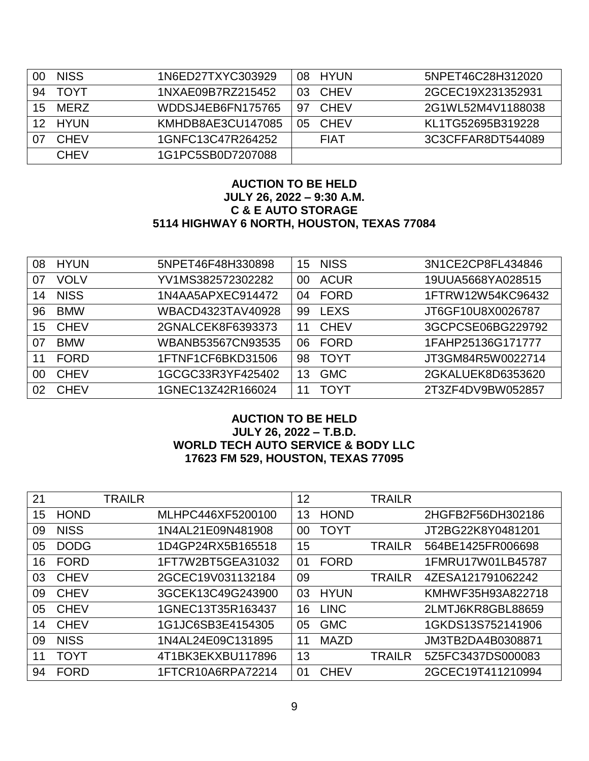| 00 | NISS | 1N6ED27TXYC303929 | 08 | HYUN | 5NPET46C28H312020 |
|---|---|---|---|---|---|
| 94 | TOYT | 1NXAE09B7RZ215452 | 03 | CHEV | 2GCEC19X231352931 |
| 15 | MERZ | WDDSJ4EB6FN175765 | 97 | CHEV | 2G1WL52M4V1188038 |
| 12 | HYUN | KMHDB8AE3CU147085 | 05 | CHEV | KL1TG52695B319228 |
| 07 | CHEV | 1GNFC13C47R264252 | | FIAT | 3C3CFFAR8DT544089 |
| | CHEV | 1G1PC5SB0D7207088 | | | |

**AUCTION TO BE HELD**
**JULY 26, 2022 – 9:30 A.M.**
**C & E AUTO STORAGE**
**5114 HIGHWAY 6 NORTH, HOUSTON, TEXAS 77084**

| 08 | HYUN | 5NPET46F48H330898 | 15 | NISS | 3N1CE2CP8FL434846 |
|---|---|---|---|---|---|
| 07 | VOLV | YV1MS382572302282 | 00 | ACUR | 19UUA5668YA028515 |
| 14 | NISS | 1N4AA5APXEC914472 | 04 | FORD | 1FTRW12W54KC96432 |
| 96 | BMW | WBACD4323TAV40928 | 99 | LEXS | JT6GF10U8X0026787 |
| 15 | CHEV | 2GNALCEK8F6393373 | 11 | CHEV | 3GCPCSE06BG229792 |
| 07 | BMW | WBANB53567CN93535 | 06 | FORD | 1FAHP25136G171777 |
| 11 | FORD | 1FTNF1CF6BKD31506 | 98 | TOYT | JT3GM84R5W0022714 |
| 00 | CHEV | 1GCGC33R3YF425402 | 13 | GMC | 2GKALUEK8D6353620 |
| 02 | CHEV | 1GNEC13Z42R166024 | 11 | TOYT | 2T3ZF4DV9BW052857 |

**AUCTION TO BE HELD**
**JULY 26, 2022 – T.B.D.**
**WORLD TECH AUTO SERVICE & BODY LLC**
**17623 FM 529, HOUSTON, TEXAS 77095**

| 21 | | TRAILR | | 12 | | TRAILR | |
|---|---|---|---|---|---|---|---|
| 15 | HOND | | MLHPC446XF5200100 | 13 | HOND | | 2HGFB2F56DH302186 |
| 09 | NISS | | 1N4AL21E09N481908 | 00 | TOYT | | JT2BG22K8Y0481201 |
| 05 | DODG | | 1D4GP24RX5B165518 | 15 | | TRAILR | 564BE1425FR006698 |
| 16 | FORD | | 1FT7W2BT5GEA31032 | 01 | FORD | | 1FMRU17W01LB45787 |
| 03 | CHEV | | 2GCEC19V031132184 | 09 | | TRAILR | 4ZESA121791062242 |
| 09 | CHEV | | 3GCEK13C49G243900 | 03 | HYUN | | KMHWF35H93A822718 |
| 05 | CHEV | | 1GNEC13T35R163437 | 16 | LINC | | 2LMTJ6KR8GBL88659 |
| 14 | CHEV | | 1G1JC6SB3E4154305 | 05 | GMC | | 1GKDS13S752141906 |
| 09 | NISS | | 1N4AL24E09C131895 | 11 | MAZD | | JM3TB2DA4B0308871 |
| 11 | TOYT | | 4T1BK3EKXBU117896 | 13 | | TRAILR | 5Z5FC3437DS000083 |
| 94 | FORD | | 1FTCR10A6RPA72214 | 01 | CHEV | | 2GCEC19T411210994 |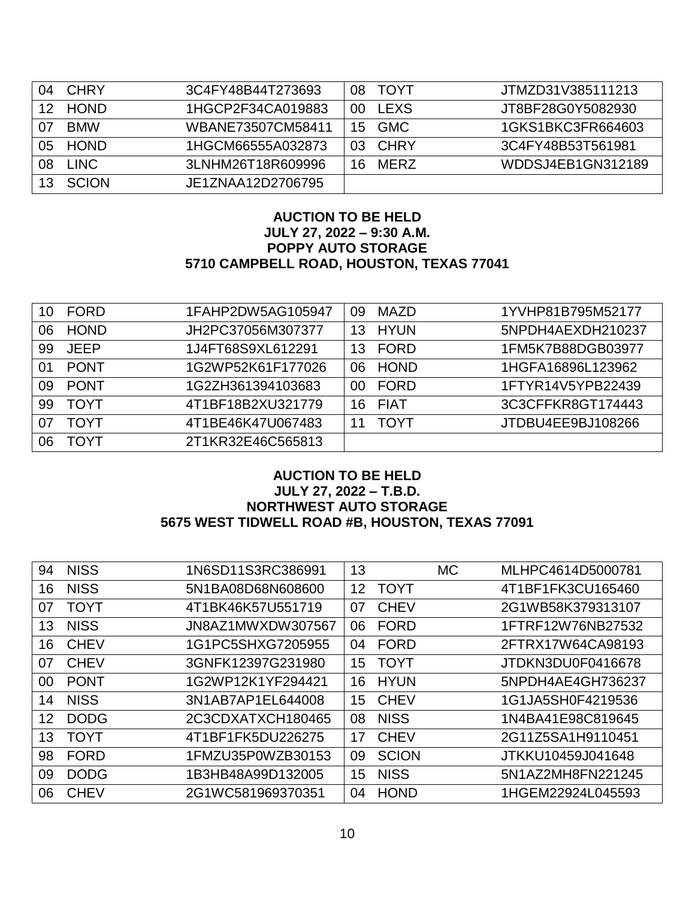| | | | | | |
|---|---|---|---|---|---|
| 04 | CHRY | 3C4FY48B44T273693 | 08 | TOYT | JTMZD31V385111213 |
| 12 | HOND | 1HGCP2F34CA019883 | 00 | LEXS | JT8BF28G0Y5082930 |
| 07 | BMW | WBANE73507CM58411 | 15 | GMC | 1GKS1BKC3FR664603 |
| 05 | HOND | 1HGCM66555A032873 | 03 | CHRY | 3C4FY48B53T561981 |
| 08 | LINC | 3LNHM26T18R609996 | 16 | MERZ | WDDSJ4EB1GN312189 |
| 13 | SCION | JE1ZNAA12D2706795 | | | |

**AUCTION TO BE HELD**
**JULY 27, 2022 – 9:30 A.M.**
**POPPY AUTO STORAGE**
**5710 CAMPBELL ROAD, HOUSTON, TEXAS 77041**

| | | | | | |
|---|---|---|---|---|---|
| 10 | FORD | 1FAHP2DW5AG105947 | 09 | MAZD | 1YVHP81B795M52177 |
| 06 | HOND | JH2PC37056M307377 | 13 | HYUN | 5NPDH4AEXDH210237 |
| 99 | JEEP | 1J4FT68S9XL612291 | 13 | FORD | 1FM5K7B88DGB03977 |
| 01 | PONT | 1G2WP52K61F177026 | 06 | HOND | 1HGFA16896L123962 |
| 09 | PONT | 1G2ZH361394103683 | 00 | FORD | 1FTYR14V5YPB22439 |
| 99 | TOYT | 4T1BF18B2XU321779 | 16 | FIAT | 3C3CFFKR8GT174443 |
| 07 | TOYT | 4T1BE46K47U067483 | 11 | TOYT | JTDBU4EE9BJ108266 |
| 06 | TOYT | 2T1KR32E46C565813 | | | |

**AUCTION TO BE HELD**
**JULY 27, 2022 – T.B.D.**
**NORTHWEST AUTO STORAGE**
**5675 WEST TIDWELL ROAD #B, HOUSTON, TEXAS 77091**

| | | | | | |
|---|---|---|---|---|---|
| 94 | NISS | 1N6SD11S3RC386991 | 13 | MC | MLHPC4614D5000781 |
| 16 | NISS | 5N1BA08D68N608600 | 12 | TOYT | 4T1BF1FK3CU165460 |
| 07 | TOYT | 4T1BK46K57U551719 | 07 | CHEV | 2G1WB58K379313107 |
| 13 | NISS | JN8AZ1MWXDW307567 | 06 | FORD | 1FTRF12W76NB27532 |
| 16 | CHEV | 1G1PC5SHXG7205955 | 04 | FORD | 2FTRX17W64CA98193 |
| 07 | CHEV | 3GNFK12397G231980 | 15 | TOYT | JTDKN3DU0F0416678 |
| 00 | PONT | 1G2WP12K1YF294421 | 16 | HYUN | 5NPDH4AE4GH736237 |
| 14 | NISS | 3N1AB7AP1EL644008 | 15 | CHEV | 1G1JA5SH0F4219536 |
| 12 | DODG | 2C3CDXATXCH180465 | 08 | NISS | 1N4BA41E98C819645 |
| 13 | TOYT | 4T1BF1FK5DU226275 | 17 | CHEV | 2G11Z5SA1H9110451 |
| 98 | FORD | 1FMZU35P0WZB30153 | 09 | SCION | JTKKU10459J041648 |
| 09 | DODG | 1B3HB48A99D132005 | 15 | NISS | 5N1AZ2MH8FN221245 |
| 06 | CHEV | 2G1WC581969370351 | 04 | HOND | 1HGEM22924L045593 |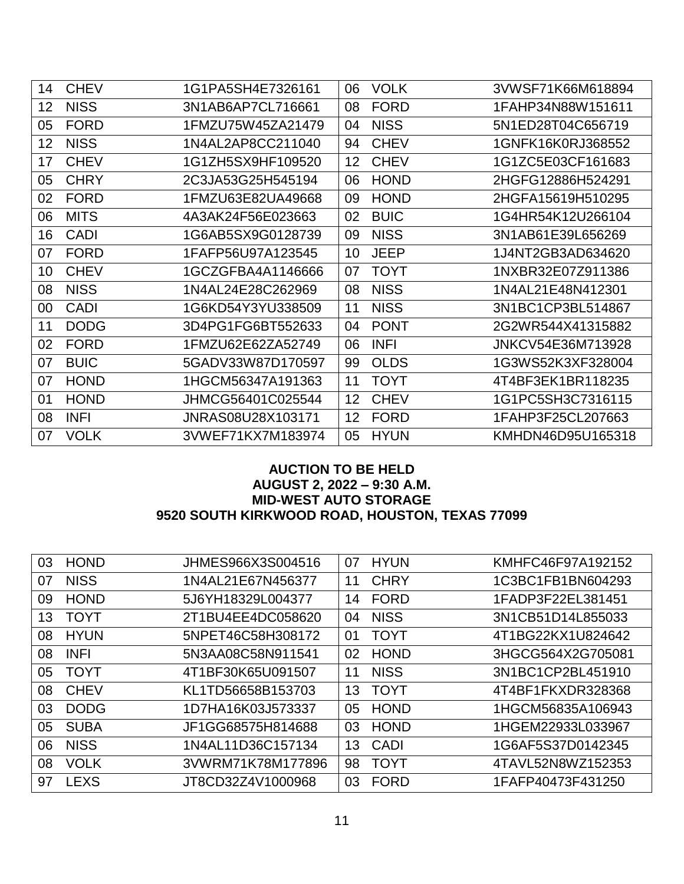| | | | | | |
|---|---|---|---|---|---|
| 14 | CHEV | 1G1PA5SH4E7326161 | 06 | VOLK | 3VWSF71K66M618894 |
| 12 | NISS | 3N1AB6AP7CL716661 | 08 | FORD | 1FAHP34N88W151611 |
| 05 | FORD | 1FMZU75W45ZA21479 | 04 | NISS | 5N1ED28T04C656719 |
| 12 | NISS | 1N4AL2AP8CC211040 | 94 | CHEV | 1GNFK16K0RJ368552 |
| 17 | CHEV | 1G1ZH5SX9HF109520 | 12 | CHEV | 1G1ZC5E03CF161683 |
| 05 | CHRY | 2C3JA53G25H545194 | 06 | HOND | 2HGFG12886H524291 |
| 02 | FORD | 1FMZU63E82UA49668 | 09 | HOND | 2HGFA15619H510295 |
| 06 | MITS | 4A3AK24F56E023663 | 02 | BUIC | 1G4HR54K12U266104 |
| 16 | CADI | 1G6AB5SX9G0128739 | 09 | NISS | 3N1AB61E39L656269 |
| 07 | FORD | 1FAFP56U97A123545 | 10 | JEEP | 1J4NT2GB3AD634620 |
| 10 | CHEV | 1GCZGFBA4A1146666 | 07 | TOYT | 1NXBR32E07Z911386 |
| 08 | NISS | 1N4AL24E28C262969 | 08 | NISS | 1N4AL21E48N412301 |
| 00 | CADI | 1G6KD54Y3YU338509 | 11 | NISS | 3N1BC1CP3BL514867 |
| 11 | DODG | 3D4PG1FG6BT552633 | 04 | PONT | 2G2WR544X41315882 |
| 02 | FORD | 1FMZU62E62ZA52749 | 06 | INFI | JNKCV54E36M713928 |
| 07 | BUIC | 5GADV33W87D170597 | 99 | OLDS | 1G3WS52K3XF328004 |
| 07 | HOND | 1HGCM56347A191363 | 11 | TOYT | 4T4BF3EK1BR118235 |
| 01 | HOND | JHMCG56401C025544 | 12 | CHEV | 1G1PC5SH3C7316115 |
| 08 | INFI | JNRAS08U28X103171 | 12 | FORD | 1FAHP3F25CL207663 |
| 07 | VOLK | 3VWEF71KX7M183974 | 05 | HYUN | KMHDN46D95U165318 |

**AUCTION TO BE HELD**
**AUGUST 2, 2022 – 9:30 A.M.**
**MID-WEST AUTO STORAGE**
**9520 SOUTH KIRKWOOD ROAD, HOUSTON, TEXAS 77099**

| | | | | | |
|---|---|---|---|---|---|
| 03 | HOND | JHMES966X3S004516 | 07 | HYUN | KMHFC46F97A192152 |
| 07 | NISS | 1N4AL21E67N456377 | 11 | CHRY | 1C3BC1FB1BN604293 |
| 09 | HOND | 5J6YH18329L004377 | 14 | FORD | 1FADP3F22EL381451 |
| 13 | TOYT | 2T1BU4EE4DC058620 | 04 | NISS | 3N1CB51D14L855033 |
| 08 | HYUN | 5NPET46C58H308172 | 01 | TOYT | 4T1BG22KX1U824642 |
| 08 | INFI | 5N3AA08C58N911541 | 02 | HOND | 3HGCG564X2G705081 |
| 05 | TOYT | 4T1BF30K65U091507 | 11 | NISS | 3N1BC1CP2BL451910 |
| 08 | CHEV | KL1TD56658B153703 | 13 | TOYT | 4T4BF1FKXDR328368 |
| 03 | DODG | 1D7HA16K03J573337 | 05 | HOND | 1HGCM56835A106943 |
| 05 | SUBA | JF1GG68575H814688 | 03 | HOND | 1HGEM22933L033967 |
| 06 | NISS | 1N4AL11D36C157134 | 13 | CADI | 1G6AF5S37D0142345 |
| 08 | VOLK | 3VWRM71K78M177896 | 98 | TOYT | 4TAVL52N8WZ152353 |
| 97 | LEXS | JT8CD32Z4V1000968 | 03 | FORD | 1FAFP40473F431250 |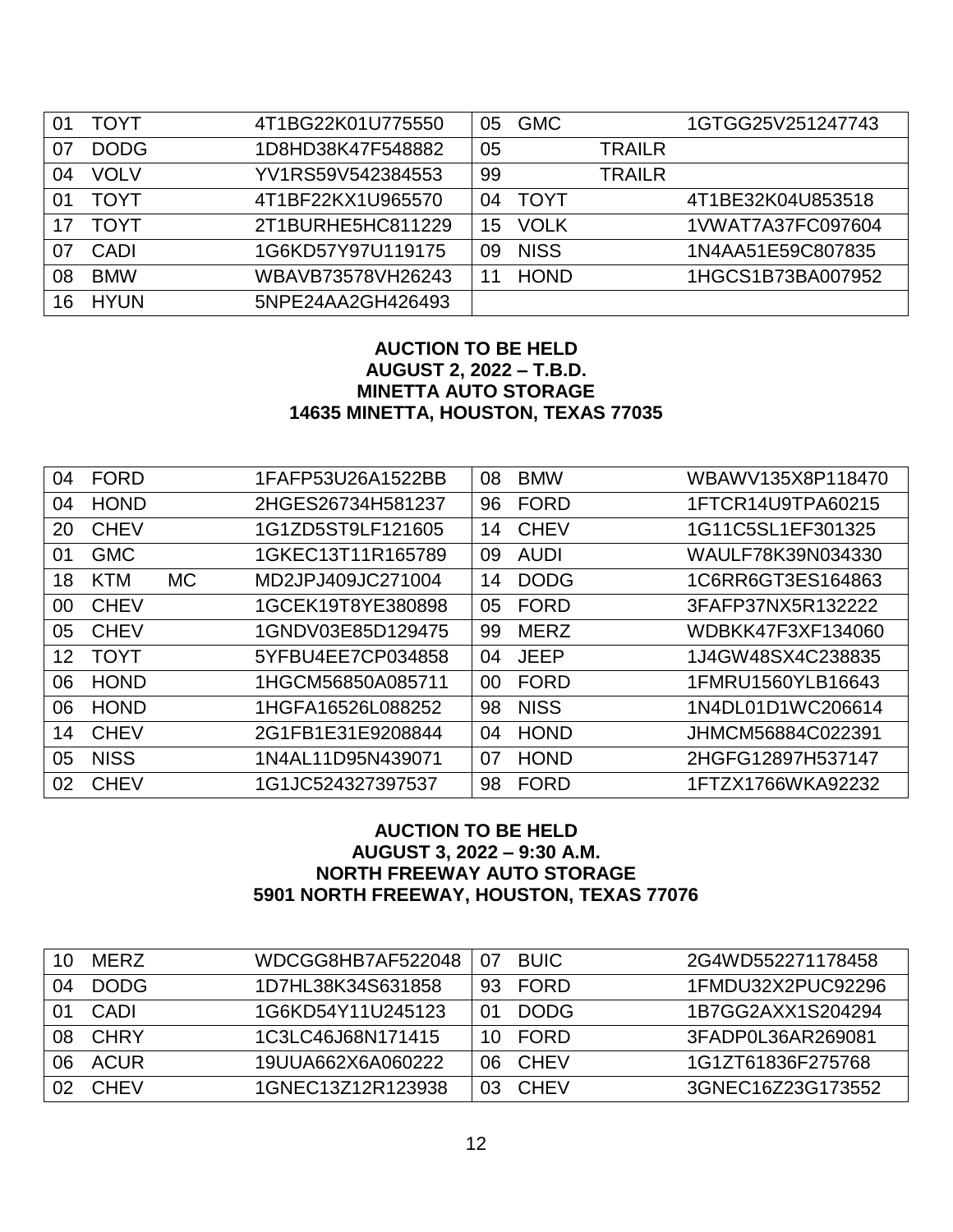| | | | | | | | | |
|---|---|---|---|---|---|---|---|---|
| 01 | TOYT | | 4T1BG22K01U775550 | 05 | GMC | | 1GTGG25V251247743 |
| 07 | DODG | | 1D8HD38K47F548882 | 05 | | TRAILR | |
| 04 | VOLV | | YV1RS59V542384553 | 99 | | TRAILR | |
| 01 | TOYT | | 4T1BF22KX1U965570 | 04 | TOYT | | 4T1BE32K04U853518 |
| 17 | TOYT | | 2T1BURHE5HC811229 | 15 | VOLK | | 1VWAT7A37FC097604 |
| 07 | CADI | | 1G6KD57Y97U119175 | 09 | NISS | | 1N4AA51E59C807835 |
| 08 | BMW | | WBAVB73578VH26243 | 11 | HOND | | 1HGCS1B73BA007952 |
| 16 | HYUN | | 5NPE24AA2GH426493 | | | | |

**AUCTION TO BE HELD**
**AUGUST 2, 2022 – T.B.D.**
**MINETTA AUTO STORAGE**
**14635 MINETTA, HOUSTON, TEXAS 77035**

| | | | | | | | |
|---|---|---|---|---|---|---|---|
| 04 | FORD | | 1FAFP53U26A1522BB | 08 | BMW | | WBAWV135X8P118470 |
| 04 | HOND | | 2HGES26734H581237 | 96 | FORD | | 1FTCR14U9TPA60215 |
| 20 | CHEV | | 1G1ZD5ST9LF121605 | 14 | CHEV | | 1G11C5SL1EF301325 |
| 01 | GMC | | 1GKEC13T11R165789 | 09 | AUDI | | WAULF78K39N034330 |
| 18 | KTM | MC | MD2JPJ409JC271004 | 14 | DODG | | 1C6RR6GT3ES164863 |
| 00 | CHEV | | 1GCEK19T8YE380898 | 05 | FORD | | 3FAFP37NX5R132222 |
| 05 | CHEV | | 1GNDV03E85D129475 | 99 | MERZ | | WDBKK47F3XF134060 |
| 12 | TOYT | | 5YFBU4EE7CP034858 | 04 | JEEP | | 1J4GW48SX4C238835 |
| 06 | HOND | | 1HGCM56850A085711 | 00 | FORD | | 1FMRU1560YLB16643 |
| 06 | HOND | | 1HGFA16526L088252 | 98 | NISS | | 1N4DL01D1WC206614 |
| 14 | CHEV | | 2G1FB1E31E9208844 | 04 | HOND | | JHMCM56884C022391 |
| 05 | NISS | | 1N4AL11D95N439071 | 07 | HOND | | 2HGFG12897H537147 |
| 02 | CHEV | | 1G1JC524327397537 | 98 | FORD | | 1FTZX1766WKA92232 |

**AUCTION TO BE HELD**
**AUGUST 3, 2022 – 9:30 A.M.**
**NORTH FREEWAY AUTO STORAGE**
**5901 NORTH FREEWAY, HOUSTON, TEXAS 77076**

| | | | | | | | |
|---|---|---|---|---|---|---|---|
| 10 | MERZ | | WDCGG8HB7AF522048 | 07 | BUIC | | 2G4WD552271178458 |
| 04 | DODG | | 1D7HL38K34S631858 | 93 | FORD | | 1FMDU32X2PUC92296 |
| 01 | CADI | | 1G6KD54Y11U245123 | 01 | DODG | | 1B7GG2AXX1S204294 |
| 08 | CHRY | | 1C3LC46J68N171415 | 10 | FORD | | 3FADP0L36AR269081 |
| 06 | ACUR | | 19UUA662X6A060222 | 06 | CHEV | | 1G1ZT61836F275768 |
| 02 | CHEV | | 1GNEC13Z12R123938 | 03 | CHEV | | 3GNEC16Z23G173552 |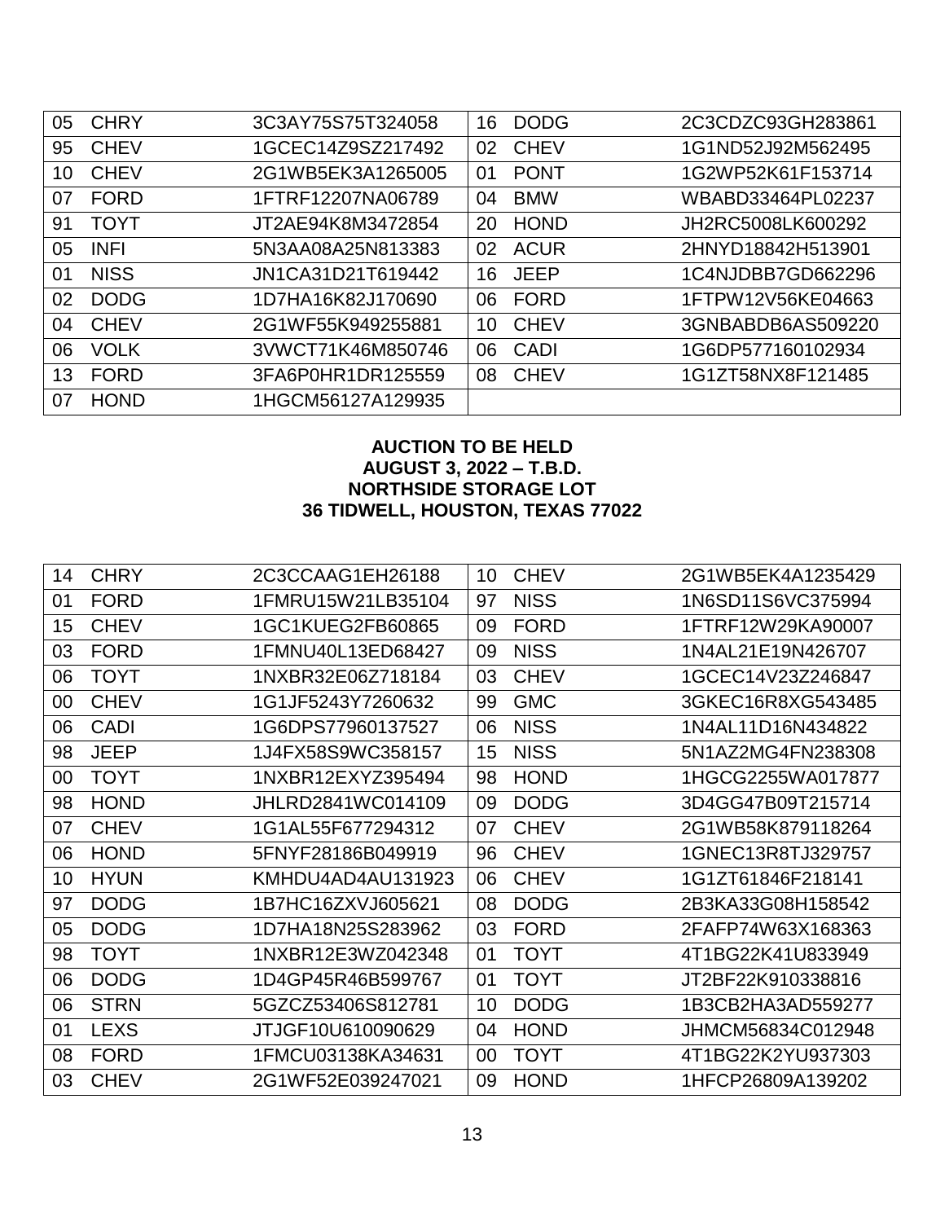| | | | | | |
|---|---|---|---|---|---|
| 05 | CHRY | 3C3AY75S75T324058 | 16 | DODG | 2C3CDZC93GH283861 |
| 95 | CHEV | 1GCEC14Z9SZ217492 | 02 | CHEV | 1G1ND52J92M562495 |
| 10 | CHEV | 2G1WB5EK3A1265005 | 01 | PONT | 1G2WP52K61F153714 |
| 07 | FORD | 1FTRF12207NA06789 | 04 | BMW | WBABD33464PL02237 |
| 91 | TOYT | JT2AE94K8M3472854 | 20 | HOND | JH2RC5008LK600292 |
| 05 | INFI | 5N3AA08A25N813383 | 02 | ACUR | 2HNYD18842H513901 |
| 01 | NISS | JN1CA31D21T619442 | 16 | JEEP | 1C4NJDBB7GD662296 |
| 02 | DODG | 1D7HA16K82J170690 | 06 | FORD | 1FTPW12V56KE04663 |
| 04 | CHEV | 2G1WF55K949255881 | 10 | CHEV | 3GNBABDB6AS509220 |
| 06 | VOLK | 3VWCT71K46M850746 | 06 | CADI | 1G6DP577160102934 |
| 13 | FORD | 3FA6P0HR1DR125559 | 08 | CHEV | 1G1ZT58NX8F121485 |
| 07 | HOND | 1HGCM56127A129935 | | | |

**AUCTION TO BE HELD**
**AUGUST 3, 2022 – T.B.D.**
**NORTHSIDE STORAGE LOT**
**36 TIDWELL, HOUSTON, TEXAS 77022**

| | | | | | |
|---|---|---|---|---|---|
| 14 | CHRY | 2C3CCAAG1EH26188 | 10 | CHEV | 2G1WB5EK4A1235429 |
| 01 | FORD | 1FMRU15W21LB35104 | 97 | NISS | 1N6SD11S6VC375994 |
| 15 | CHEV | 1GC1KUEG2FB60865 | 09 | FORD | 1FTRF12W29KA90007 |
| 03 | FORD | 1FMNU40L13ED68427 | 09 | NISS | 1N4AL21E19N426707 |
| 06 | TOYT | 1NXBR32E06Z718184 | 03 | CHEV | 1GCEC14V23Z246847 |
| 00 | CHEV | 1G1JF5243Y7260632 | 99 | GMC | 3GKEC16R8XG543485 |
| 06 | CADI | 1G6DPS77960137527 | 06 | NISS | 1N4AL11D16N434822 |
| 98 | JEEP | 1J4FX58S9WC358157 | 15 | NISS | 5N1AZ2MG4FN238308 |
| 00 | TOYT | 1NXBR12EXYZ395494 | 98 | HOND | 1HGCG2255WA017877 |
| 98 | HOND | JHLRD2841WC014109 | 09 | DODG | 3D4GG47B09T215714 |
| 07 | CHEV | 1G1AL55F677294312 | 07 | CHEV | 2G1WB58K879118264 |
| 06 | HOND | 5FNYF28186B049919 | 96 | CHEV | 1GNEC13R8TJ329757 |
| 10 | HYUN | KMHDU4AD4AU131923 | 06 | CHEV | 1G1ZT61846F218141 |
| 97 | DODG | 1B7HC16ZXVJ605621 | 08 | DODG | 2B3KA33G08H158542 |
| 05 | DODG | 1D7HA18N25S283962 | 03 | FORD | 2FAFP74W63X168363 |
| 98 | TOYT | 1NXBR12E3WZ042348 | 01 | TOYT | 4T1BG22K41U833949 |
| 06 | DODG | 1D4GP45R46B599767 | 01 | TOYT | JT2BF22K910338816 |
| 06 | STRN | 5GZCZ53406S812781 | 10 | DODG | 1B3CB2HA3AD559277 |
| 01 | LEXS | JTJGF10U610090629 | 04 | HOND | JHMCM56834C012948 |
| 08 | FORD | 1FMCU03138KA34631 | 00 | TOYT | 4T1BG22K2YU937303 |
| 03 | CHEV | 2G1WF52E039247021 | 09 | HOND | 1HFCP26809A139202 |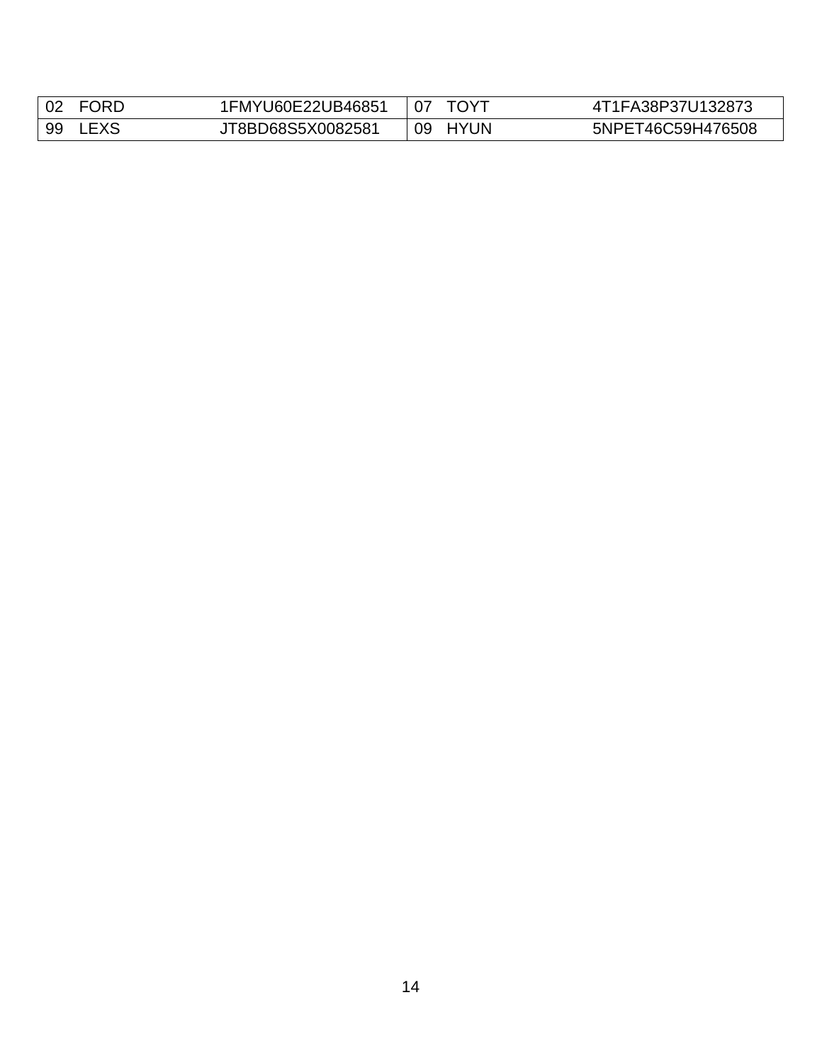| | | | | | |
|---|---|---|---|---|---|
| 02 | FORD | 1FMYU60E22UB46851 | 07 | TOYT | 4T1FA38P37U132873 |
| 99 | LEXS | JT8BD68S5X0082581 | 09 | HYUN | 5NPET46C59H476508 |